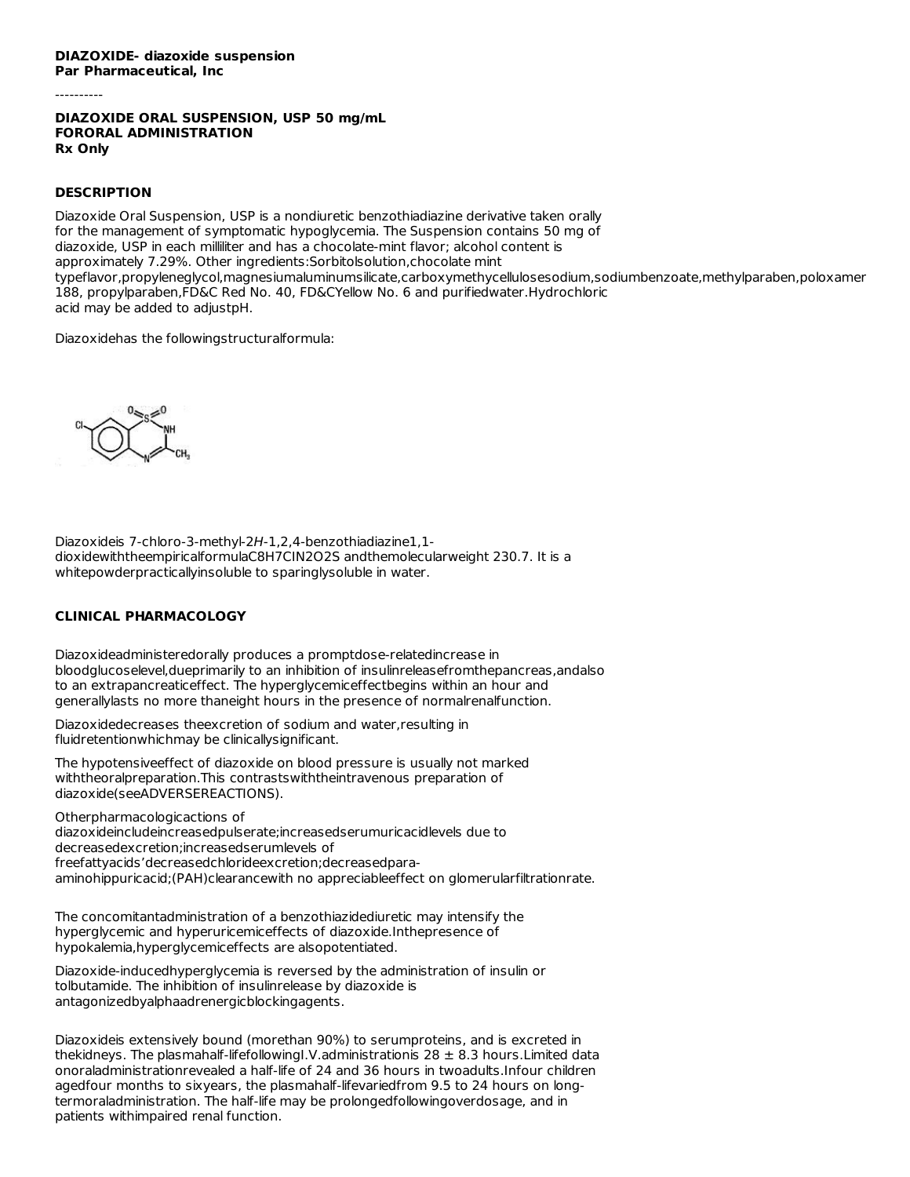**DIAZOXIDE- diazoxide suspension**
**Par Pharmaceutical, Inc**

----------

**DIAZOXIDE ORAL SUSPENSION, USP 50 mg/mL**
**FORORAL ADMINISTRATION**
**Rx Only**

## DESCRIPTION

Diazoxide Oral Suspension, USP is a nondiuretic benzothiadiazine derivative taken orally for the management of symptomatic hypoglycemia. The Suspension contains 50 mg of diazoxide, USP in each milliliter and has a chocolate-mint flavor; alcohol content is approximately 7.29%. Other ingredients:Sorbitolsolution,chocolate mint typeflavor,propyleneglycol,magnesiumaluminumsilicate,carboxymethycellulosesodium,sodiumbenzoate,methylparaben,poloxamer 188, propylparaben,FD&C Red No. 40, FD&CYellow No. 6 and purifiedwater.Hydrochloric acid may be added to adjustpH.

Diazoxidehas the followingstructuralformula:

Diazoxideis 7-chloro-3-methyl-2*H*-1,2,4-benzothiadiazine1,1-dioxidewiththeempiricalformula$C_8H_7ClN_2O_2S$ andthemolecularweight 230.7. It is a whitepowderpracticallyinsoluble to sparinglysoluble in water.

## CLINICAL PHARMACOLOGY

Diazoxideadministeredorally produces a promptdose-relatedincrease in bloodglucoselevel,dueprimarily to an inhibition of insulinreleasefromthepancreas,andalso to an extrapancreaticeffect. The hyperglycemiceffectbegins within an hour and generallylasts no more thaneight hours in the presence of normalrenalfunction.

Diazoxidedecreases theexcretion of sodium and water,resulting in fluidretentionwhichmay be clinicallysignificant.

The hypotensiveeffect of diazoxide on blood pressure is usually not marked withtheoralpreparation.This contrastswiththeintravenous preparation of diazoxide(seeADVERSEREACTIONS).

Otherpharmacologicactions of diazoxideincludeincreasedpulserate;increasedserumuricacidlevels due to decreasedexcretion;increasedserumlevels of freefattyacids'decreasedchlorideexcretion;decreasedpara-aminohippuricacid;(PAH)clearancewith no appreciableeffect on glomerularfiltrationrate.

The concomitantadministration of a benzothiazidediuretic may intensify the hyperglycemic and hyperuricemiceffects of diazoxide.Inthepresence of hypokalemia,hyperglycemiceffects are alsopotentiated.

Diazoxide-inducedhyperglycemia is reversed by the administration of insulin or tolbutamide. The inhibition of insulinrelease by diazoxide is antagonizedbyalphaadrenergicblockingagents.

Diazoxideis extensively bound (morethan 90%) to serumproteins, and is excreted in thekidneys. The plasmahalf-lifefollowingI.V.administrationis 28 ± 8.3 hours.Limited data onoraladministrationrevealed a half-life of 24 and 36 hours in twoadults.Infour children agedfour months to sixyears, the plasmahalf-lifevariedfrom 9.5 to 24 hours on long-termoraladministration. The half-life may be prolongedfollowingoverdosage, and in patients withimpaired renal function.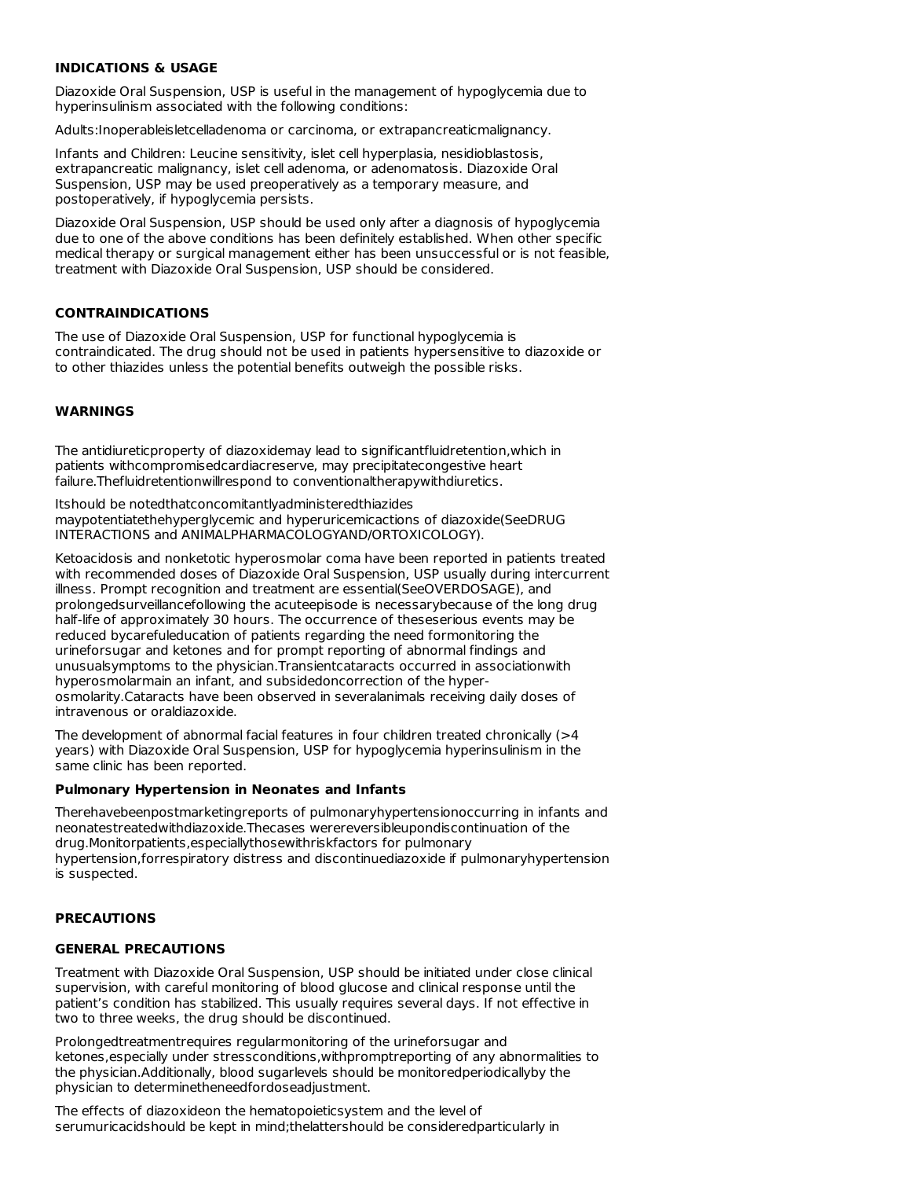## INDICATIONS & USAGE

Diazoxide Oral Suspension, USP is useful in the management of hypoglycemia due to hyperinsulinism associated with the following conditions:

Adults:Inoperableisletcelladenoma or carcinoma, or extrapancreaticmalignancy.

Infants and Children: Leucine sensitivity, islet cell hyperplasia, nesidioblastosis, extrapancreatic malignancy, islet cell adenoma, or adenomatosis. Diazoxide Oral Suspension, USP may be used preoperatively as a temporary measure, and postoperatively, if hypoglycemia persists.

Diazoxide Oral Suspension, USP should be used only after a diagnosis of hypoglycemia due to one of the above conditions has been definitely established. When other specific medical therapy or surgical management either has been unsuccessful or is not feasible, treatment with Diazoxide Oral Suspension, USP should be considered.

## CONTRAINDICATIONS

The use of Diazoxide Oral Suspension, USP for functional hypoglycemia is contraindicated. The drug should not be used in patients hypersensitive to diazoxide or to other thiazides unless the potential benefits outweigh the possible risks.

## WARNINGS

The antidiureticproperty of diazoxidemay lead to significantfluidretention,which in patients withcompromisedcardiacreserve, may precipitatecongestive heart failure.Thefluidretentionwillrespond to conventionaltherapywithdiuretics.

Itshould be notedthatconcomitantlyadministeredthiazides maypotentiatethehyperglycemic and hyperuricemicactions of diazoxide(SeeDRUG INTERACTIONS and ANIMALPHARMACOLOGYAND/ORTOXICOLOGY).

Ketoacidosis and nonketotic hyperosmolar coma have been reported in patients treated with recommended doses of Diazoxide Oral Suspension, USP usually during intercurrent illness. Prompt recognition and treatment are essential(SeeOVERDOSAGE), and prolongedsurveillancefollowing the acuteepisode is necessarybecause of the long drug half-life of approximately 30 hours. The occurrence of theseserious events may be reduced bycarefuleducation of patients regarding the need formonitoring the urineforsugar and ketones and for prompt reporting of abnormal findings and unusualsymptoms to the physician.Transientcataracts occurred in associationwith hyperosmolarmain an infant, and subsidedoncorrection of the hyper-osmolarity.Cataracts have been observed in severalanimals receiving daily doses of intravenous or oraldiazoxide.

The development of abnormal facial features in four children treated chronically (>4 years) with Diazoxide Oral Suspension, USP for hypoglycemia hyperinsulinism in the same clinic has been reported.

### Pulmonary Hypertension in Neonates and Infants

Therehavebeenpostmarketingreports of pulmonaryhypertensionoccurring in infants and neonatestreatedwithdiazoxide.Thecases werereversibleupondiscontinuation of the drug.Monitorpatients,especiallythosewithriskfactors for pulmonary hypertension,forrespiratory distress and discontinuediazoxide if pulmonaryhypertension is suspected.

## PRECAUTIONS

### GENERAL PRECAUTIONS

Treatment with Diazoxide Oral Suspension, USP should be initiated under close clinical supervision, with careful monitoring of blood glucose and clinical response until the patient's condition has stabilized. This usually requires several days. If not effective in two to three weeks, the drug should be discontinued.

Prolongedtreatmentrequires regularmonitoring of the urineforsugar and ketones,especially under stressconditions,withpromptreporting of any abnormalities to the physician.Additionally, blood sugarlevels should be monitoredperiodicallyby the physician to determinetheneedfordoseadjustment.

The effects of diazoxideon the hematopoieticsystem and the level of serumuricacidshould be kept in mind;thelattershould be consideredparticularly in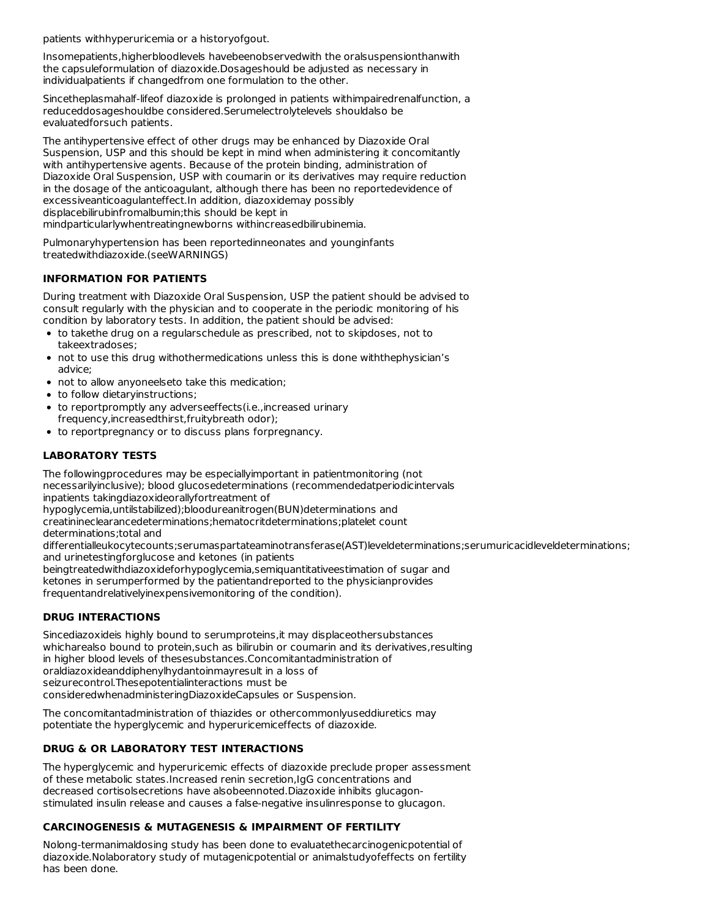patients withhyperuricemia or a historyofgout.

Insomepatients,higherbloodlevels havebeenobservedwith the oralsuspensionthanwith the capsuleformulation of diazoxide.Dosageshould be adjusted as necessary in individualpatients if changedfrom one formulation to the other.

Sincetheplasmahalf-lifeof diazoxide is prolonged in patients withimpairedrenalfunction, a reduceddosageshouldbe considered.Serumelectrolytelevels shouldalso be evaluatedforsuch patients.

The antihypertensive effect of other drugs may be enhanced by Diazoxide Oral Suspension, USP and this should be kept in mind when administering it concomitantly with antihypertensive agents. Because of the protein binding, administration of Diazoxide Oral Suspension, USP with coumarin or its derivatives may require reduction in the dosage of the anticoagulant, although there has been no reportedevidence of excessiveanticoagulanteffect.In addition, diazoxidemay possibly displacebilirubinfromalbumin;this should be kept in mindparticularlywhentreatingnewborns withincreasedbilirubinemia.

Pulmonaryhypertension has been reportedinneonates and younginfants treatedwithdiazoxide.(seeWARNINGS)

### INFORMATION FOR PATIENTS

During treatment with Diazoxide Oral Suspension, USP the patient should be advised to consult regularly with the physician and to cooperate in the periodic monitoring of his condition by laboratory tests. In addition, the patient should be advised:

- to takethe drug on a regularschedule as prescribed, not to skipdoses, not to takeextradoses;
- not to use this drug withothermedications unless this is done withthephysician's advice;
- not to allow anyoneelseto take this medication;
- to follow dietaryinstructions;
- to reportpromptly any adverseeffects(i.e.,increased urinary frequency,increasedthirst,fruitybreath odor);
- to reportpregnancy or to discuss plans forpregnancy.

### LABORATORY TESTS

The followingprocedures may be especiallyimportant in patientmonitoring (not necessarilyinclusive); blood glucosedeterminations (recommendedatperiodicintervals inpatients takingdiazoxideorallyfortreatment of hypoglycemia,untilstabilized);bloodureanitrogen(BUN)determinations and creatinineclearancedeterminations;hematocritdeterminations;platelet count determinations;total and differentialleukocytecounts;serumaspartateaminotransferase(AST)leveldeterminations;serumuricacidleveldeterminations; and urinetestingforglucose and ketones (in patients beingtreatedwithdiazoxideforhypoglycemia,semiquantitativeestimation of sugar and ketones in serumperformed by the patientandreported to the physicianprovides frequentandrelativelyinexpensivemonitoring of the condition).

### DRUG INTERACTIONS

Sincediazoxideis highly bound to serumproteins,it may displaceothersubstances whicharealso bound to protein,such as bilirubin or coumarin and its derivatives,resulting in higher blood levels of thesesubstances.Concomitantadministration of oraldiazoxideanddiphenylhydantoinmayresult in a loss of seizurecontrol.Thesepotentialinteractions must be consideredwhenadministeringDiazoxideCapsules or Suspension.

The concomitantadministration of thiazides or othercommonlyuseddiuretics may potentiate the hyperglycemic and hyperuricemiceffects of diazoxide.

### DRUG & OR LABORATORY TEST INTERACTIONS

The hyperglycemic and hyperuricemic effects of diazoxide preclude proper assessment of these metabolic states.Increased renin secretion,IgG concentrations and decreased cortisolsecretions have alsobeennoted.Diazoxide inhibits glucagon-stimulated insulin release and causes a false-negative insulinresponse to glucagon.

### CARCINOGENESIS & MUTAGENESIS & IMPAIRMENT OF FERTILITY

Nolong-termanimaldosing study has been done to evaluatethecarcinogenicpotential of diazoxide.Nolaboratory study of mutagenicpotential or animalstudyofeffects on fertility has been done.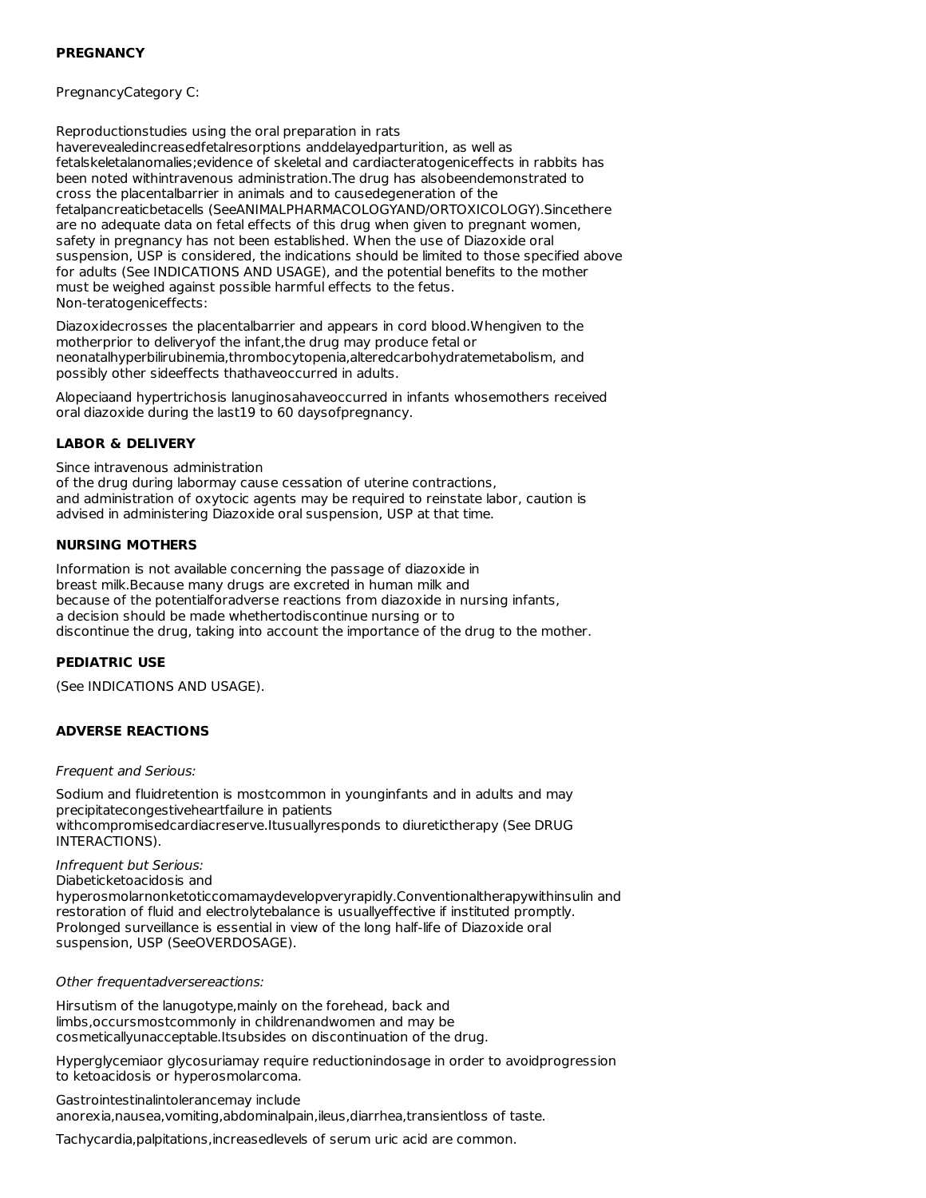**PREGNANCY**

PregnancyCategory C:

Reproductionstudies using the oral preparation in rats haverevealedincreasedfetalresorptions anddelayedparturition, as well as fetalskeletalanomalies;evidence of skeletal and cardiacteratogeniceffects in rabbits has been noted withintravenous administration.The drug has alsobeendemonstrated to cross the placentalbarrier in animals and to causedegeneration of the fetalpancreaticbetacells (SeeANIMALPHARMACOLOGYAND/ORTOXICOLOGY).Sincethere are no adequate data on fetal effects of this drug when given to pregnant women, safety in pregnancy has not been established. When the use of Diazoxide oral suspension, USP is considered, the indications should be limited to those specified above for adults (See INDICATIONS AND USAGE), and the potential benefits to the mother must be weighed against possible harmful effects to the fetus.
Non-teratogeniceffects:

Diazoxidecrosses the placentalbarrier and appears in cord blood.Whengiven to the motherprior to deliveryof the infant,the drug may produce fetal or neonatalhyperbilirubinemia,thrombocytopenia,alteredcarbohydratemetabolism, and possibly other sideeffects thathaveoccurred in adults.

Alopeciaand hypertrichosis lanuginosahaveoccurred in infants whosemothers received oral diazoxide during the last19 to 60 daysofpregnancy.

**LABOR & DELIVERY**

Since intravenous administration of the drug during labormay cause cessation of uterine contractions, and administration of oxytocic agents may be required to reinstate labor, caution is advised in administering Diazoxide oral suspension, USP at that time.

**NURSING MOTHERS**

Information is not available concerning the passage of diazoxide in breast milk.Because many drugs are excreted in human milk and because of the potentialforadverse reactions from diazoxide in nursing infants, a decision should be made whethertodiscontinue nursing or to discontinue the drug, taking into account the importance of the drug to the mother.

**PEDIATRIC USE**

(See INDICATIONS AND USAGE).

**ADVERSE REACTIONS**

*Frequent and Serious:*

Sodium and fluidretention is mostcommon in younginfants and in adults and may precipitatecongestiveheartfailure in patients withcompromisedcardiacreserve.Itusuallyresponds to diuretictherapy (See DRUG INTERACTIONS).

*Infrequent but Serious:*
Diabeticketoacidosis and hyperosmolarnonketoticcomamaydevelopveryrapidly.Conventionaltherapywithinsulin and restoration of fluid and electrolytebalance is usuallyeffective if instituted promptly. Prolonged surveillance is essential in view of the long half-life of Diazoxide oral suspension, USP (SeeOVERDOSAGE).

*Other frequentadversereactions:*

Hirsutism of the lanugotype,mainly on the forehead, back and limbs,occursmostcommonly in childrenandwomen and may be cosmeticallyunacceptable.Itsubsides on discontinuation of the drug.

Hyperglycemiaor glycosuriamay require reductionindosage in order to avoidprogression to ketoacidosis or hyperosmolarcoma.

Gastrointestinalintolerancemay include anorexia,nausea,vomiting,abdominalpain,ileus,diarrhea,transientloss of taste.

Tachycardia,palpitations,increasedlevels of serum uric acid are common.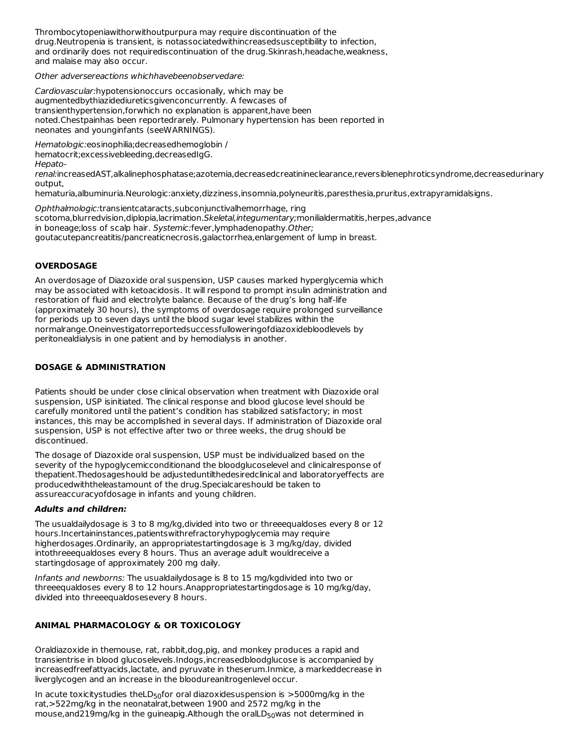Thrombocytopeniawithorwithoutpurpura may require discontinuation of the drug.Neutropenia is transient, is notassociatedwithincreasedsusceptibility to infection, and ordinarily does not requirediscontinuation of the drug.Skinrash,headache,weakness, and malaise may also occur.

*Other adversereactions whichhavebeenobservedare:*

*Cardiovascular:*hypotensionoccurs occasionally, which may be augmentedbythiazidediureticsgivenconcurrently. A fewcases of transienthypertension,forwhich no explanation is apparent,have been noted.Chestpainhas been reportedrarely. Pulmonary hypertension has been reported in neonates and younginfants (seeWARNINGS).

*Hematologic:*eosinophilia;decreasedhemoglobin / hematocrit;excessivebleeding,decreasedIgG.
*Hepato-renal:*increasedAST,alkalinephosphatase;azotemia,decreasedcreatinineclearance,reversiblenephroticsyndrome,decreasedurinary output, hematuria,albuminuria.Neurologic:anxiety,dizziness,insomnia,polyneuritis,paresthesia,pruritus,extrapyramidalsigns.

*Ophthalmologic:*transientcataracts,subconjunctivalhemorrhage, ring scotoma,blurredvision,diplopia,lacrimation.*Skeletal,integumentary;*monilialdermatitis,herpes,advance in boneage;loss of scalp hair. *Systemic:*fever,lymphadenopathy.*Other;* goutacutepancreatitis/pancreaticnecrosis,galactorrhea,enlargement of lump in breast.

## OVERDOSAGE

An overdosage of Diazoxide oral suspension, USP causes marked hyperglycemia which may be associated with ketoacidosis. It will respond to prompt insulin administration and restoration of fluid and electrolyte balance. Because of the drug's long half-life (approximately 30 hours), the symptoms of overdosage require prolonged surveillance for periods up to seven days until the blood sugar level stabilizes within the normalrange.Oneinvestigatorreportedsuccessfulloweringofdiazoxidebloodlevels by peritonealdialysis in one patient and by hemodialysis in another.

## DOSAGE & ADMINISTRATION

Patients should be under close clinical observation when treatment with Diazoxide oral suspension, USP isinitiated. The clinical response and blood glucose level should be carefully monitored until the patient's condition has stabilized satisfactory; in most instances, this may be accomplished in several days. If administration of Diazoxide oral suspension, USP is not effective after two or three weeks, the drug should be discontinued.

The dosage of Diazoxide oral suspension, USP must be individualized based on the severity of the hypoglycemicconditionand the bloodglucoselevel and clinicalresponse of thepatient.Thedosageshould be adjusteduntilthedesiredclinical and laboratoryeffects are producedwiththeleastamount of the drug.Specialcareshould be taken to assureaccuracyofdosage in infants and young children.

***Adults and children:***

The usualdailydosage is 3 to 8 mg/kg,divided into two or threeequaldoses every 8 or 12 hours.Incertaininstances,patientswithrefractoryhypoglycemia may require higherdosages.Ordinarily, an appropriatestartingdosage is 3 mg/kg/day, divided intothreeequaldoses every 8 hours. Thus an average adult wouldreceive a startingdosage of approximately 200 mg daily.

*Infants and newborns:* The usualdailydosage is 8 to 15 mg/kgdivided into two or threeequaldoses every 8 to 12 hours.Anappropriatestartingdosage is 10 mg/kg/day, divided into threeequaldosesevery 8 hours.

## ANIMAL PHARMACOLOGY & OR TOXICOLOGY

Oraldiazoxide in themouse, rat, rabbit,dog,pig, and monkey produces a rapid and transientrise in blood glucoselevels.Indogs,increasedbloodglucose is accompanied by increasedfreefattyacids,lactate, and pyruvate in theserum.Inmice, a markeddecrease in liverglycogen and an increase in the bloodureanitrogenlevel occur.

In acute toxicitystudies the$LD_{50}$for oral diazoxidesuspension is >5000mg/kg in the rat,>522mg/kg in the neonatalrat,between 1900 and 2572 mg/kg in the mouse,and219mg/kg in the guineapig.Although the oral$LD_{50}$was not determined in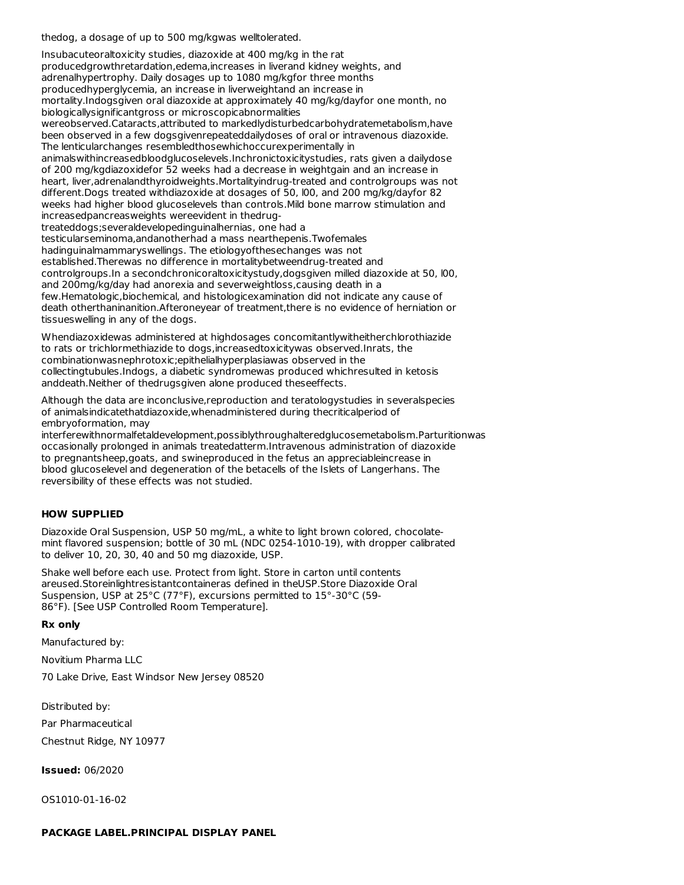thedog, a dosage of up to 500 mg/kgwas welltolerated.

Insubacuteoraltoxicity studies, diazoxide at 400 mg/kg in the rat producedgrowthretardation,edema,increases in liverand kidney weights, and adrenalhypertrophy. Daily dosages up to 1080 mg/kgfor three months producedhyperglycemia, an increase in liverweightand an increase in mortality.Indogsgiven oral diazoxide at approximately 40 mg/kg/dayfor one month, no biologicallysignificantgross or microscopicabnormalities wereobserved.Cataracts,attributed to markedlydisturbedcarbohydratemetabolism,have been observed in a few dogsgivenrepeateddailydoses of oral or intravenous diazoxide. The lenticularchanges resembledthosewhichoccurexperimentally in animalswithincreasedbloodglucoselevels.Inchronictoxicitystudies, rats given a dailydose of 200 mg/kgdiazoxidefor 52 weeks had a decrease in weightgain and an increase in heart, liver,adrenalandthyroidweights.Mortalityindrug-treated and controlgroups was not different.Dogs treated withdiazoxide at dosages of 50, l00, and 200 mg/kg/dayfor 82 weeks had higher blood glucoselevels than controls.Mild bone marrow stimulation and increasedpancreasweights wereevident in thedrug-treateddogs;severaldevelopedinguinalhernias, one had a testicularseminoma,andanotherhad a mass nearthepenis.Twofemales hadinguinalmammaryswellings. The etiologyofthesechanges was not established.Therewas no difference in mortalitybetweendrug-treated and controlgroups.In a secondchronicoraltoxicitystudy,dogsgiven milled diazoxide at 50, l00, and 200mg/kg/day had anorexia and severweightloss,causing death in a few.Hematologic,biochemical, and histologicexamination did not indicate any cause of death otherthaninanition.Afteroneyear of treatment,there is no evidence of herniation or tissueswelling in any of the dogs.

Whendiazoxidewas administered at highdosages concomitantlywitheitherchlorothiazide to rats or trichlormethiazide to dogs,increasedtoxicitywas observed.Inrats, the combinationwasnephrotoxic;epithelialhyperplasiawas observed in the collectingtubules.Indogs, a diabetic syndromewas produced whichresulted in ketosis anddeath.Neither of thedrugsgiven alone produced theseeffects.

Although the data are inconclusive,reproduction and teratologystudies in severalspecies of animalsindicatethatdiazoxide,whenadministered during thecriticalperiod of embryoformation, may interferewithnormalfetaldevelopment,possiblythroughalteredglucosemetabolism.Parturitionwas occasionally prolonged in animals treatedatterm.Intravenous administration of diazoxide to pregnantsheep,goats, and swineproduced in the fetus an appreciableincrease in blood glucoselevel and degeneration of the betacells of the Islets of Langerhans. The reversibility of these effects was not studied.

**HOW SUPPLIED**

Diazoxide Oral Suspension, USP 50 mg/mL, a white to light brown colored, chocolate-mint flavored suspension; bottle of 30 mL (NDC 0254-1010-19), with dropper calibrated to deliver 10, 20, 30, 40 and 50 mg diazoxide, USP.

Shake well before each use. Protect from light. Store in carton until contents areused.Storeinlightresistantcontaineras defined in theUSP.Store Diazoxide Oral Suspension, USP at 25°C (77°F), excursions permitted to 15°-30°C (59-86°F). [See USP Controlled Room Temperature].

**Rx only**

Manufactured by:

Novitium Pharma LLC

70 Lake Drive, East Windsor New Jersey 08520

Distributed by:

Par Pharmaceutical

Chestnut Ridge, NY 10977

**Issued:** 06/2020

OS1010-01-16-02

**PACKAGE LABEL.PRINCIPAL DISPLAY PANEL**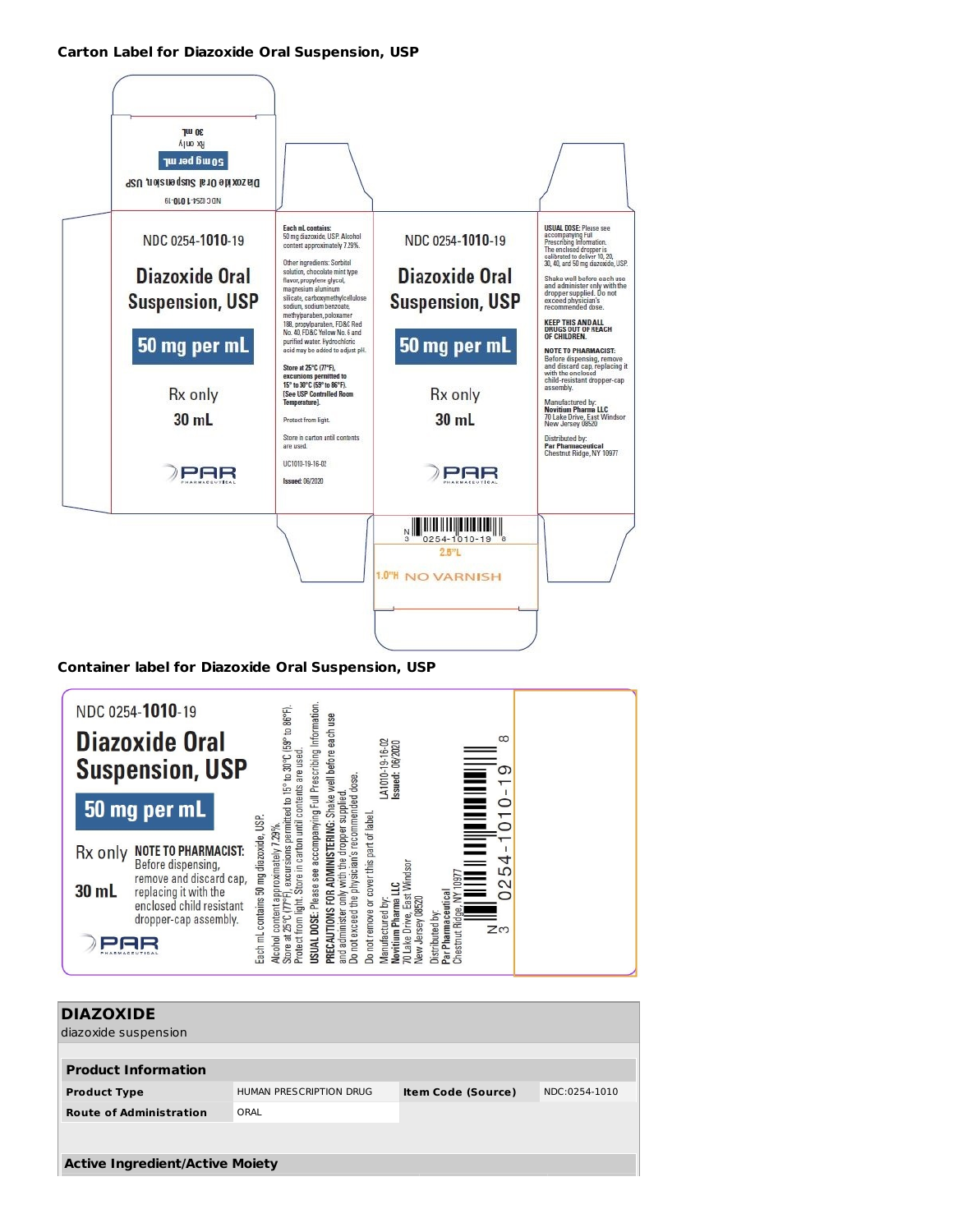**Carton Label for Diazoxide Oral Suspension, USP**

NDC 0254-1010-19

Diazoxide Oral Suspension, USP

50 mg per mL

Rx only

30 mL

PAR PHARMACEUTICAL

**Each mL contains:** 50 mg diazoxide, USP. Alcohol content approximately 7.29%.

Other ingredients: Sorbitol solution, chocolate mint type flavor, propylene glycol, magnesium aluminum silicate, carboxymethylcellulose sodium, sodium benzoate, methylparaben, poloxamer 188, propylparaben, FD&C Red No. 40, FD&C Yellow No. 6 and purified water. Hydrochloric acid may be added to adjust pH.

**Store at 25°C (77°F), excursions permitted to 15° to 30°C (59° to 86°F). [See USP Controlled Room Temperature].**

Protect from light.

Store in carton until contents are used.

UC1010-19-16-02

**Issued:** 06/2020

**USUAL DOSE:** Please see accompanying Full Prescribing Information. The enclosed dropper is calibrated to deliver 10, 20, 30, 40, and 50 mg diazoxide, USP.

Shake well before each use and administer only with the dropper supplied. Do not exceed physician's recommended dose.

**KEEP THIS AND ALL DRUGS OUT OF REACH OF CHILDREN.**

**NOTE TO PHARMACIST:** Before dispensing, remove and discard cap, replacing it with the enclosed child-resistant dropper-cap assembly.

Manufactured by:
**Novitium Pharma LLC**
70 Lake Drive, East Windsor
New Jersey 08520

Distributed by:
**Par Pharmaceutical**
Chestnut Ridge, NY 10977

N 3 0254-1010-19 8

2.8"L

1.0"H NO VARNISH

**Container label for Diazoxide Oral Suspension, USP**

NDC 0254-1010-19

Diazoxide Oral Suspension, USP

50 mg per mL

Rx only

30 mL

**NOTE TO PHARMACIST:** Before dispensing, remove and discard cap, replacing it with the enclosed child resistant dropper-cap assembly.

PAR PHARMACEUTICAL

Each mL contains 50 mg diazoxide, USP. Alcohol content approximately 7.29%.
Store at 25°C (77°F), excursions permitted to 15° to 30°C (59° to 86°F).
Protect from light. Store in carton until contents are used.
**USUAL DOSE:** Please see accompanying Full Prescribing Information.
**PRECAUTIONS FOR ADMINISTERING:** Shake well before each use and administer only with the dropper supplied.
Do not exceed the physician's recommended dose.
Do not remove or cover this part of label.

LA1010-19-16-02
**Issued:** 06/2020

Manufactured by:
**Novitium Pharma LLC**
70 Lake Drive, East Windsor
New Jersey 08520

Distributed by:
**Par Pharmaceutical**
Chestnut Ridge, NY 10977

N 3 0254-1010-19 8

| **DIAZOXIDE**<br>diazoxide suspension | | | |
|---|---|---|---|
| **Product Information** | | | |
| **Product Type** | HUMAN PRESCRIPTION DRUG | **Item Code (Source)** | NDC:0254-1010 |
| **Route of Administration** | ORAL | | |
| **Active Ingredient/Active Moiety** | | | |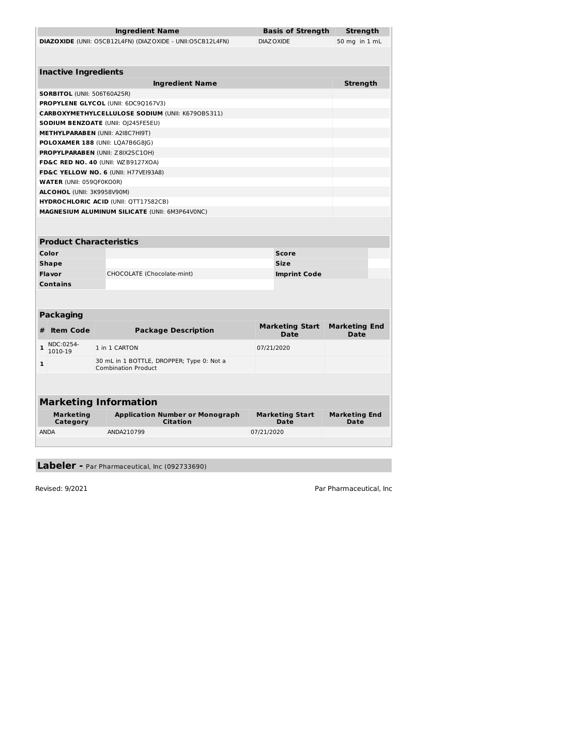| Ingredient Name | Basis of Strength | Strength |
|---|---|---|
| **DIAZOXIDE** (UNII: O5CB12L4FN) (DIAZOXIDE - UNII:O5CB12L4FN) | DIAZOXIDE | 50 mg in 1 mL |

### Inactive Ingredients

| Ingredient Name | Strength |
|---|---|
| **SORBITOL** (UNII: 506T60A25R) | |
| **PROPYLENE GLYCOL** (UNII: 6DC9Q167V3) | |
| **CARBOXYMETHYLCELLULOSE SODIUM** (UNII: K679OBS311) | |
| **SODIUM BENZOATE** (UNII: OJ245FE5EU) | |
| **METHYLPARABEN** (UNII: A2I8C7HI9T) | |
| **POLOXAMER 188** (UNII: LQA7B6G8JG) | |
| **PROPYLPARABEN** (UNII: Z8IX2SC1OH) | |
| **FD&C RED NO. 40** (UNII: WZB9127XOA) | |
| **FD&C YELLOW NO. 6** (UNII: H77VEI93A8) | |
| **WATER** (UNII: 059QF0KO0R) | |
| **ALCOHOL** (UNII: 3K9958V90M) | |
| **HYDROCHLORIC ACID** (UNII: QTT17582CB) | |
| **MAGNESIUM ALUMINUM SILICATE** (UNII: 6M3P64V0NC) | |

### Product Characteristics

| | | | |
|---|---|---|---|
| **Color** | | **Score** | |
| **Shape** | | **Size** | |
| **Flavor** | CHOCOLATE (Chocolate-mint) | **Imprint Code** | |
| **Contains** | | | |

### Packaging

| # | Item Code | Package Description | Marketing Start Date | Marketing End Date |
|---|---|---|---|---|
| 1 | NDC:0254-1010-19 | 1 in 1 CARTON | 07/21/2020 | |
| 1 | | 30 mL in 1 BOTTLE, DROPPER; Type 0: Not a Combination Product | | |

### Marketing Information

| Marketing Category | Application Number or Monograph Citation | Marketing Start Date | Marketing End Date |
|---|---|---|---|
| ANDA | ANDA210799 | 07/21/2020 | |

**Labeler -** Par Pharmaceutical, Inc (092733690)

Revised: 9/2021

Par Pharmaceutical, Inc